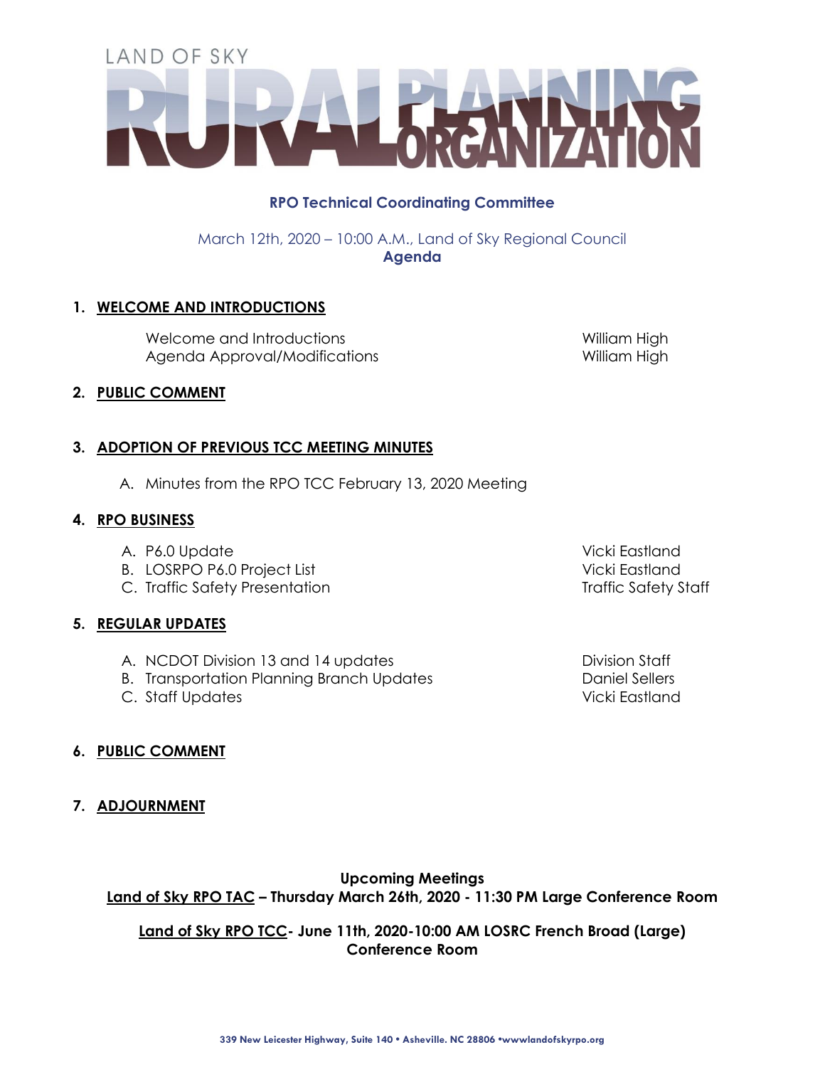# LAND OF SKY RURAL PLANNING ORGANIZATION

## RPO Technical Coordinating Committee

March 12th, 2020 – 10:00 A.M., Land of Sky Regional Council

**Agenda**

1. **WELCOME AND INTRODUCTIONS**

   Welcome and Introductions — William High
   Agenda Approval/Modifications — William High

2. **PUBLIC COMMENT**

3. **ADOPTION OF PREVIOUS TCC MEETING MINUTES**

   A. Minutes from the RPO TCC February 13, 2020 Meeting

4. **RPO BUSINESS**

   A. P6.0 Update — Vicki Eastland
   B. LOSRPO P6.0 Project List — Vicki Eastland
   C. Traffic Safety Presentation — Traffic Safety Staff

5. **REGULAR UPDATES**

   A. NCDOT Division 13 and 14 updates — Division Staff
   B. Transportation Planning Branch Updates — Daniel Sellers
   C. Staff Updates — Vicki Eastland

6. **PUBLIC COMMENT**

7. **ADJOURNMENT**

**Upcoming Meetings**

**Land of Sky RPO TAC – Thursday March 26th, 2020 - 11:30 PM Large Conference Room**

**Land of Sky RPO TCC- June 11th, 2020-10:00 AM LOSRC French Broad (Large) Conference Room**

339 New Leicester Highway, Suite 140 • Asheville. NC 28806 •wwwlandofskyrpo.org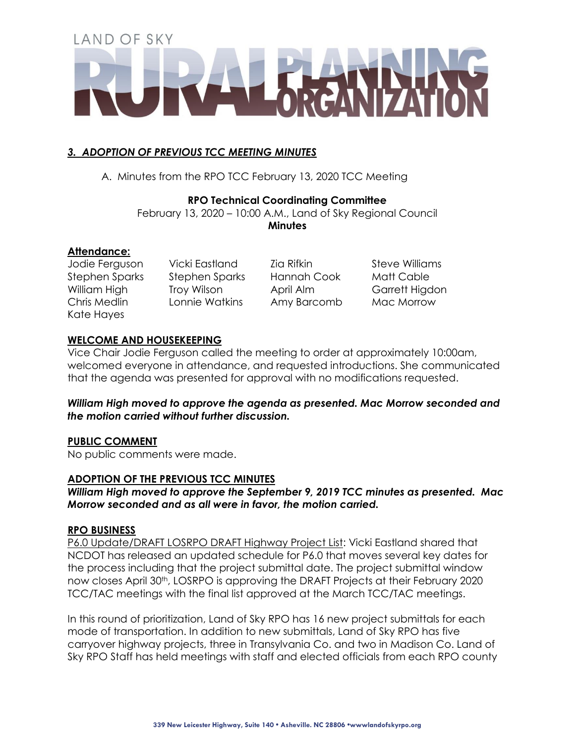LAND OF SKY RURAL PLANNING ORGANIZATION

### *3. ADOPTION OF PREVIOUS TCC MEETING MINUTES*

A. Minutes from the RPO TCC February 13, 2020 TCC Meeting

**RPO Technical Coordinating Committee**
February 13, 2020 – 10:00 A.M., Land of Sky Regional Council
**Minutes**

**Attendance:**

| | | | |
|---|---|---|---|
| Jodie Ferguson | Vicki Eastland | Zia Rifkin | Steve Williams |
| Stephen Sparks | Stephen Sparks | Hannah Cook | Matt Cable |
| William High | Troy Wilson | April Alm | Garrett Higdon |
| Chris Medlin | Lonnie Watkins | Amy Barcomb | Mac Morrow |
| Kate Hayes | | | |

**WELCOME AND HOUSEKEEPING**
Vice Chair Jodie Ferguson called the meeting to order at approximately 10:00am, welcomed everyone in attendance, and requested introductions. She communicated that the agenda was presented for approval with no modifications requested.

***William High moved to approve the agenda as presented. Mac Morrow seconded and the motion carried without further discussion.***

**PUBLIC COMMENT**
No public comments were made.

**ADOPTION OF THE PREVIOUS TCC MINUTES**
***William High moved to approve the September 9, 2019 TCC minutes as presented. Mac Morrow seconded and as all were in favor, the motion carried.***

**RPO BUSINESS**
P6.0 Update/DRAFT LOSRPO DRAFT Highway Project List: Vicki Eastland shared that NCDOT has released an updated schedule for P6.0 that moves several key dates for the process including that the project submittal date. The project submittal window now closes April 30th, LOSRPO is approving the DRAFT Projects at their February 2020 TCC/TAC meetings with the final list approved at the March TCC/TAC meetings.

In this round of prioritization, Land of Sky RPO has 16 new project submittals for each mode of transportation. In addition to new submittals, Land of Sky RPO has five carryover highway projects, three in Transylvania Co. and two in Madison Co. Land of Sky RPO Staff has held meetings with staff and elected officials from each RPO county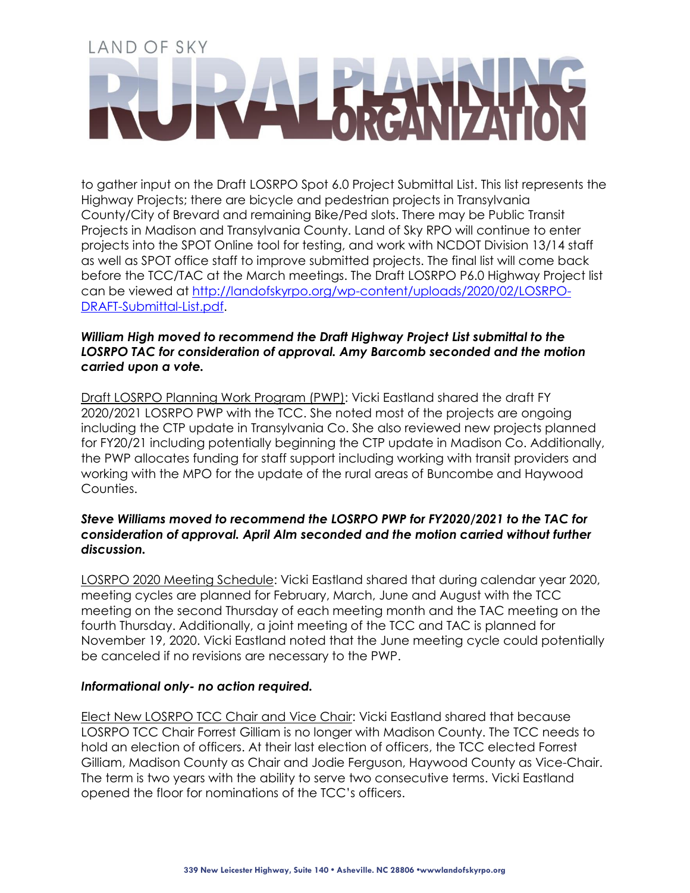to gather input on the Draft LOSRPO Spot 6.0 Project Submittal List. This list represents the Highway Projects; there are bicycle and pedestrian projects in Transylvania County/City of Brevard and remaining Bike/Ped slots. There may be Public Transit Projects in Madison and Transylvania County. Land of Sky RPO will continue to enter projects into the SPOT Online tool for testing, and work with NCDOT Division 13/14 staff as well as SPOT office staff to improve submitted projects. The final list will come back before the TCC/TAC at the March meetings. The Draft LOSRPO P6.0 Highway Project list can be viewed at [http://landofskyrpo.org/wp-content/uploads/2020/02/LOSRPO-DRAFT-Submittal-List.pdf](http://landofskyrpo.org/wp-content/uploads/2020/02/LOSRPO-DRAFT-Submittal-List.pdf).

***William High moved to recommend the Draft Highway Project List submittal to the LOSRPO TAC for consideration of approval. Amy Barcomb seconded and the motion carried upon a vote.***

Draft LOSRPO Planning Work Program (PWP): Vicki Eastland shared the draft FY 2020/2021 LOSRPO PWP with the TCC. She noted most of the projects are ongoing including the CTP update in Transylvania Co. She also reviewed new projects planned for FY20/21 including potentially beginning the CTP update in Madison Co. Additionally, the PWP allocates funding for staff support including working with transit providers and working with the MPO for the update of the rural areas of Buncombe and Haywood Counties.

***Steve Williams moved to recommend the LOSRPO PWP for FY2020/2021 to the TAC for consideration of approval. April Alm seconded and the motion carried without further discussion.***

LOSRPO 2020 Meeting Schedule: Vicki Eastland shared that during calendar year 2020, meeting cycles are planned for February, March, June and August with the TCC meeting on the second Thursday of each meeting month and the TAC meeting on the fourth Thursday. Additionally, a joint meeting of the TCC and TAC is planned for November 19, 2020. Vicki Eastland noted that the June meeting cycle could potentially be canceled if no revisions are necessary to the PWP.

***Informational only- no action required.***

Elect New LOSRPO TCC Chair and Vice Chair: Vicki Eastland shared that because LOSRPO TCC Chair Forrest Gilliam is no longer with Madison County. The TCC needs to hold an election of officers. At their last election of officers, the TCC elected Forrest Gilliam, Madison County as Chair and Jodie Ferguson, Haywood County as Vice-Chair. The term is two years with the ability to serve two consecutive terms. Vicki Eastland opened the floor for nominations of the TCC's officers.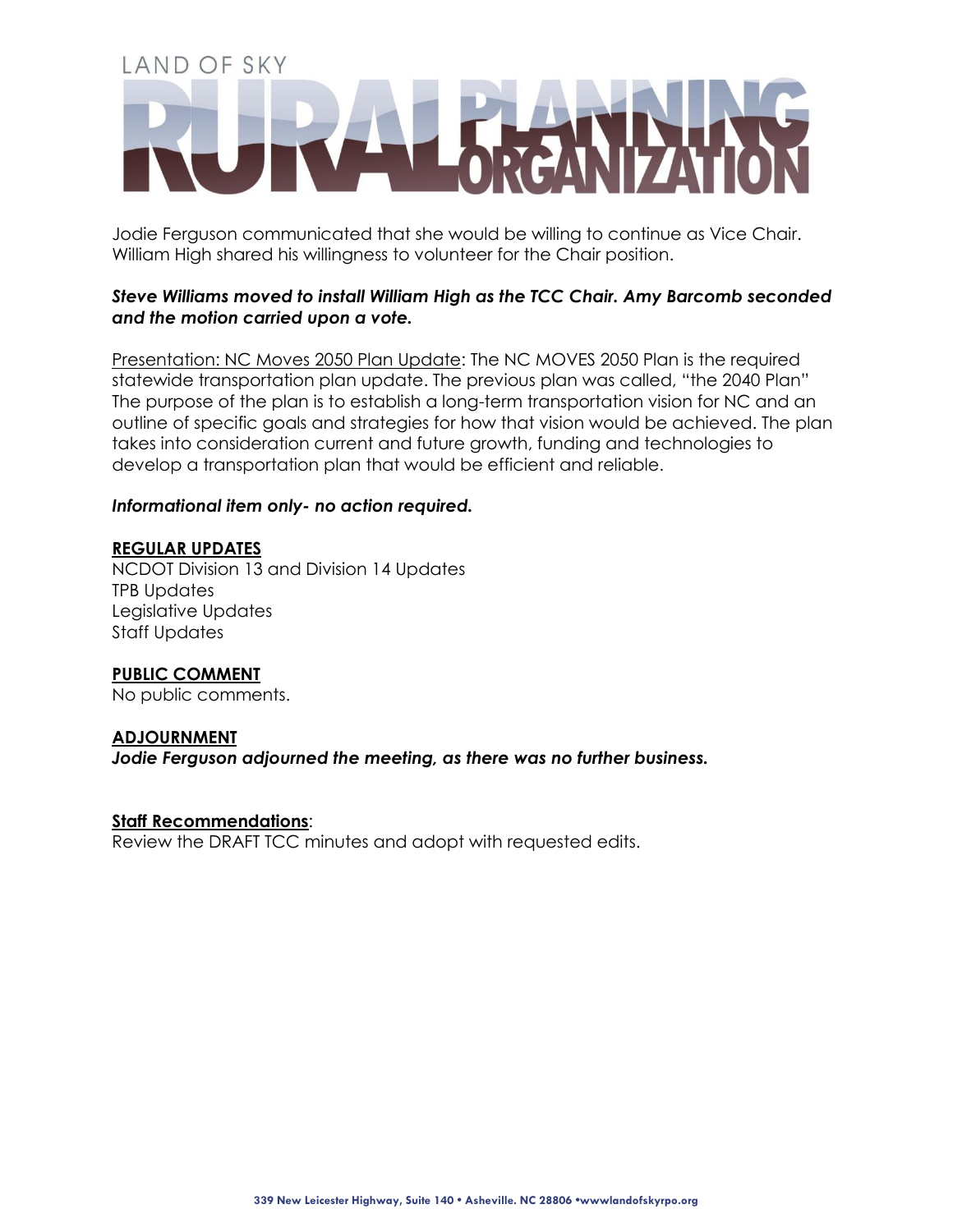Jodie Ferguson communicated that she would be willing to continue as Vice Chair. William High shared his willingness to volunteer for the Chair position.

***Steve Williams moved to install William High as the TCC Chair. Amy Barcomb seconded and the motion carried upon a vote.***

<u>Presentation: NC Moves 2050 Plan Update</u>: The NC MOVES 2050 Plan is the required statewide transportation plan update. The previous plan was called, "the 2040 Plan" The purpose of the plan is to establish a long-term transportation vision for NC and an outline of specific goals and strategies for how that vision would be achieved. The plan takes into consideration current and future growth, funding and technologies to develop a transportation plan that would be efficient and reliable.

***Informational item only- no action required.***

**<u>REGULAR UPDATES</u>**

NCDOT Division 13 and Division 14 Updates
TPB Updates
Legislative Updates
Staff Updates

**<u>PUBLIC COMMENT</u>**

No public comments.

**<u>ADJOURNMENT</u>**

***Jodie Ferguson adjourned the meeting, as there was no further business.***

**<u>Staff Recommendations</u>**:
Review the DRAFT TCC minutes and adopt with requested edits.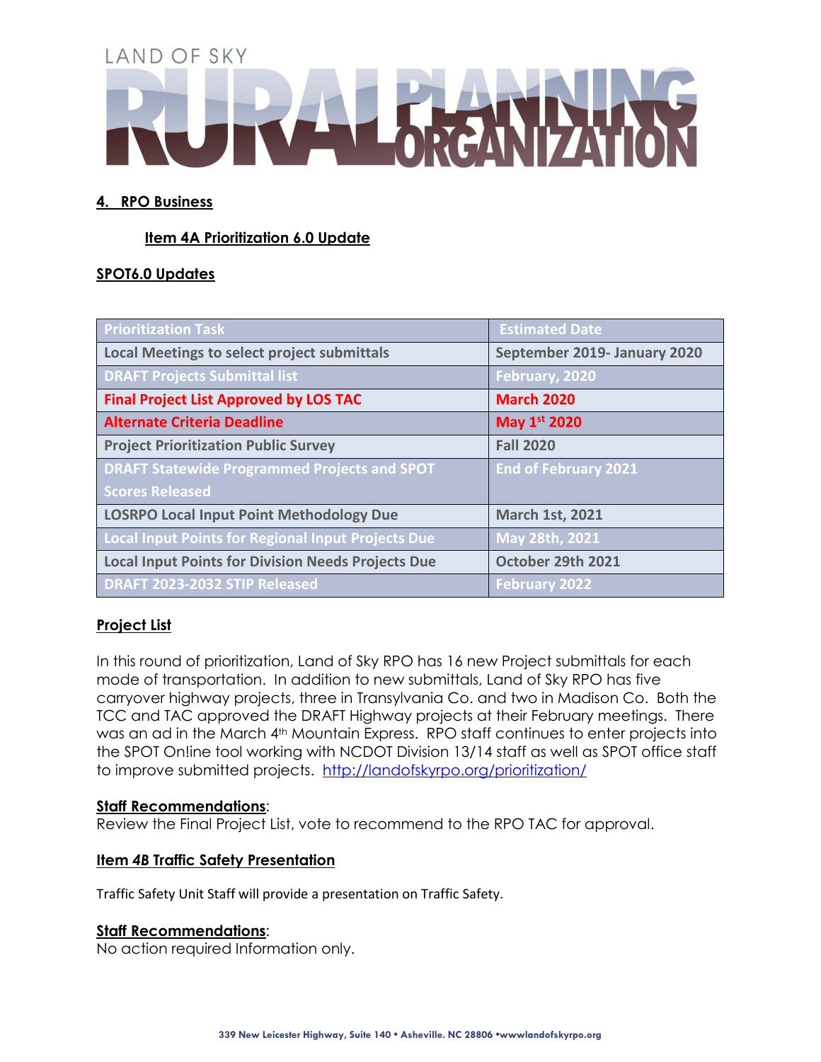LAND OF SKY RURAL PLANNING ORGANIZATION

## 4. RPO Business

### Item 4A Prioritization 6.0 Update

### SPOT6.0 Updates

| Prioritization Task | Estimated Date |
|---|---|
| Local Meetings to select project submittals | September 2019- January 2020 |
| DRAFT Projects Submittal list | February, 2020 |
| Final Project List Approved by LOS TAC | March 2020 |
| Alternate Criteria Deadline | May 1st 2020 |
| Project Prioritization Public Survey | Fall 2020 |
| DRAFT Statewide Programmed Projects and SPOT Scores Released | End of February 2021 |
| LOSRPO Local Input Point Methodology Due | March 1st, 2021 |
| Local Input Points for Regional Input Projects Due | May 28th, 2021 |
| Local Input Points for Division Needs Projects Due | October 29th 2021 |
| DRAFT 2023-2032 STIP Released | February 2022 |

### Project List

In this round of prioritization, Land of Sky RPO has 16 new Project submittals for each mode of transportation. In addition to new submittals, Land of Sky RPO has five carryover highway projects, three in Transylvania Co. and two in Madison Co. Both the TCC and TAC approved the DRAFT Highway projects at their February meetings. There was an ad in the March 4th Mountain Express. RPO staff continues to enter projects into the SPOT On!ine tool working with NCDOT Division 13/14 staff as well as SPOT office staff to improve submitted projects. http://landofskyrpo.org/prioritization/

**Staff Recommendations**:
Review the Final Project List, vote to recommend to the RPO TAC for approval.

### Item 4B Traffic Safety Presentation

Traffic Safety Unit Staff will provide a presentation on Traffic Safety.

**Staff Recommendations**:
No action required Information only.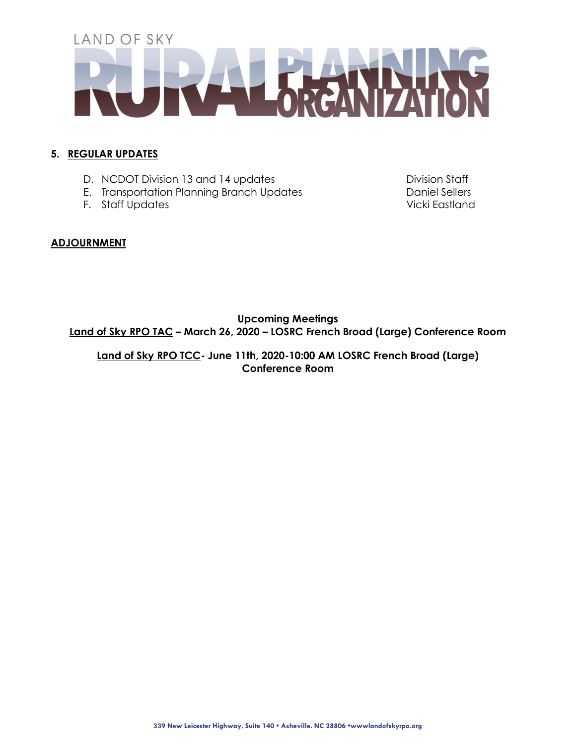LAND OF SKY RURAL PLANNING ORGANIZATION

**5. REGULAR UPDATES**

D. NCDOT Division 13 and 14 updates — Division Staff
E. Transportation Planning Branch Updates — Daniel Sellers
F. Staff Updates — Vicki Eastland

**ADJOURNMENT**

**Upcoming Meetings**

**Land of Sky RPO TAC – March 26, 2020 – LOSRC French Broad (Large) Conference Room**

**Land of Sky RPO TCC- June 11th, 2020-10:00 AM LOSRC French Broad (Large) Conference Room**

**339 New Leicester Highway, Suite 140 • Asheville. NC 28806 •wwwlandofskyrpo.org**